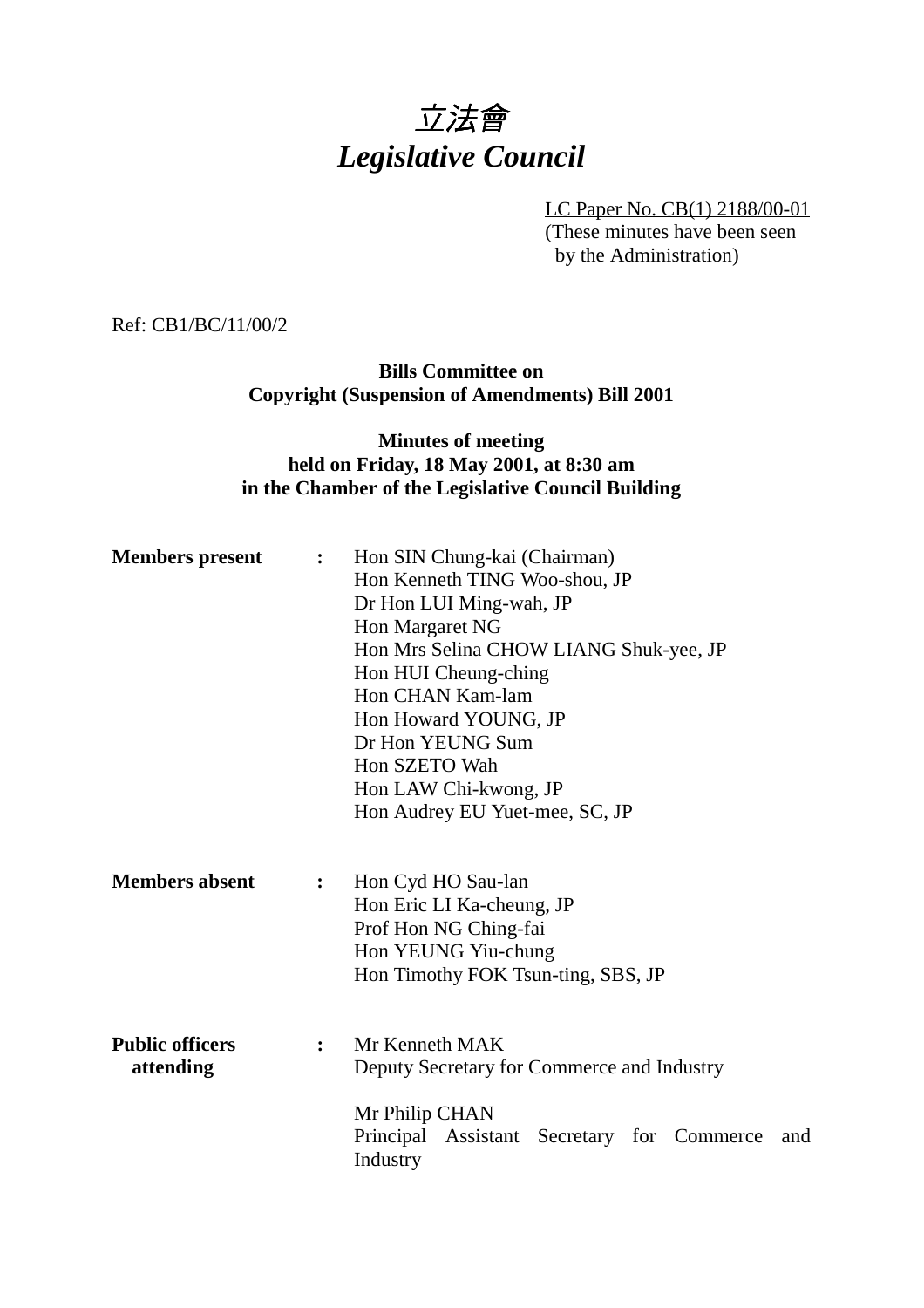# *立法會*
# *Legislative Council*

LC Paper No. CB(1) 2188/00-01
(These minutes have been seen by the Administration)

Ref: CB1/BC/11/00/2

**Bills Committee on**
**Copyright (Suspension of Amendments) Bill 2001**

**Minutes of meeting**
**held on Friday, 18 May 2001, at 8:30 am**
**in the Chamber of the Legislative Council Building**

**Members present** : Hon SIN Chung-kai (Chairman)
Hon Kenneth TING Woo-shou, JP
Dr Hon LUI Ming-wah, JP
Hon Margaret NG
Hon Mrs Selina CHOW LIANG Shuk-yee, JP
Hon HUI Cheung-ching
Hon CHAN Kam-lam
Hon Howard YOUNG, JP
Dr Hon YEUNG Sum
Hon SZETO Wah
Hon LAW Chi-kwong, JP
Hon Audrey EU Yuet-mee, SC, JP

**Members absent** : Hon Cyd HO Sau-lan
Hon Eric LI Ka-cheung, JP
Prof Hon NG Ching-fai
Hon YEUNG Yiu-chung
Hon Timothy FOK Tsun-ting, SBS, JP

**Public officers attending** : Mr Kenneth MAK
Deputy Secretary for Commerce and Industry

Mr Philip CHAN
Principal Assistant Secretary for Commerce and Industry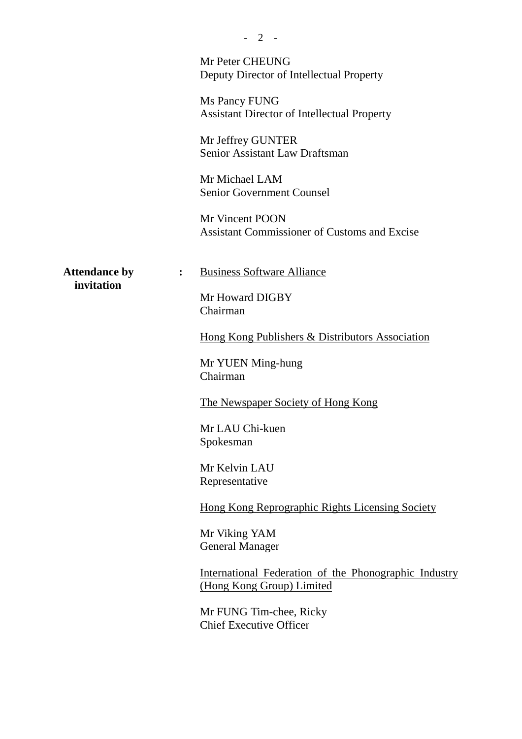Mr Peter CHEUNG
Deputy Director of Intellectual Property

Ms Pancy FUNG
Assistant Director of Intellectual Property

Mr Jeffrey GUNTER
Senior Assistant Law Draftsman

Mr Michael LAM
Senior Government Counsel

Mr Vincent POON
Assistant Commissioner of Customs and Excise

**Attendance by invitation** :

Business Software Alliance

Mr Howard DIGBY
Chairman

Hong Kong Publishers & Distributors Association

Mr YUEN Ming-hung
Chairman

The Newspaper Society of Hong Kong

Mr LAU Chi-kuen
Spokesman

Mr Kelvin LAU
Representative

Hong Kong Reprographic Rights Licensing Society

Mr Viking YAM
General Manager

International Federation of the Phonographic Industry (Hong Kong Group) Limited

Mr FUNG Tim-chee, Ricky
Chief Executive Officer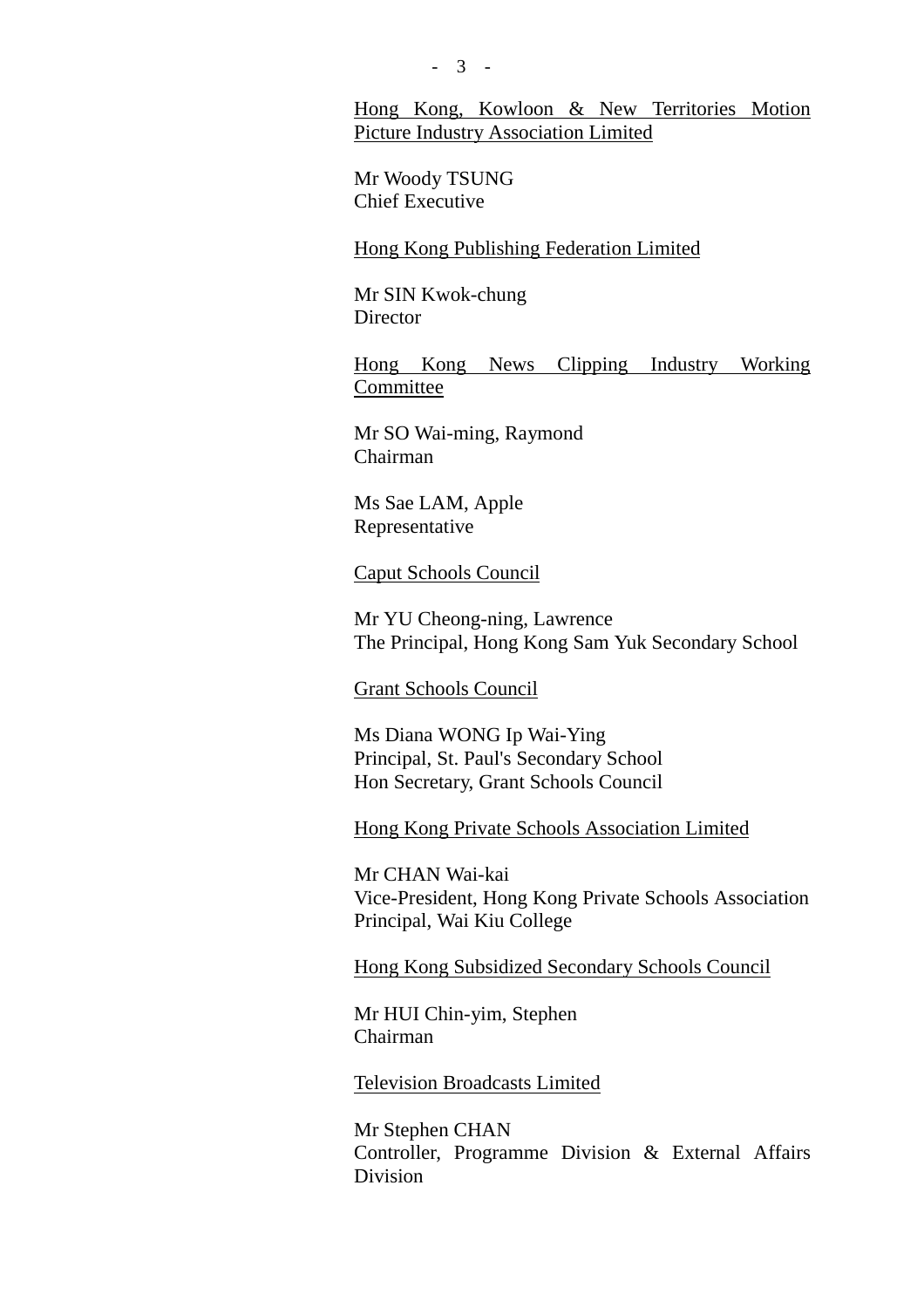<u>Hong Kong, Kowloon & New Territories Motion Picture Industry Association Limited</u>

Mr Woody TSUNG
Chief Executive

<u>Hong Kong Publishing Federation Limited</u>

Mr SIN Kwok-chung
Director

<u>Hong Kong News Clipping Industry Working Committee</u>

Mr SO Wai-ming, Raymond
Chairman

Ms Sae LAM, Apple
Representative

<u>Caput Schools Council</u>

Mr YU Cheong-ning, Lawrence
The Principal, Hong Kong Sam Yuk Secondary School

<u>Grant Schools Council</u>

Ms Diana WONG Ip Wai-Ying
Principal, St. Paul's Secondary School
Hon Secretary, Grant Schools Council

<u>Hong Kong Private Schools Association Limited</u>

Mr CHAN Wai-kai
Vice-President, Hong Kong Private Schools Association
Principal, Wai Kiu College

<u>Hong Kong Subsidized Secondary Schools Council</u>

Mr HUI Chin-yim, Stephen
Chairman

<u>Television Broadcasts Limited</u>

Mr Stephen CHAN
Controller, Programme Division & External Affairs Division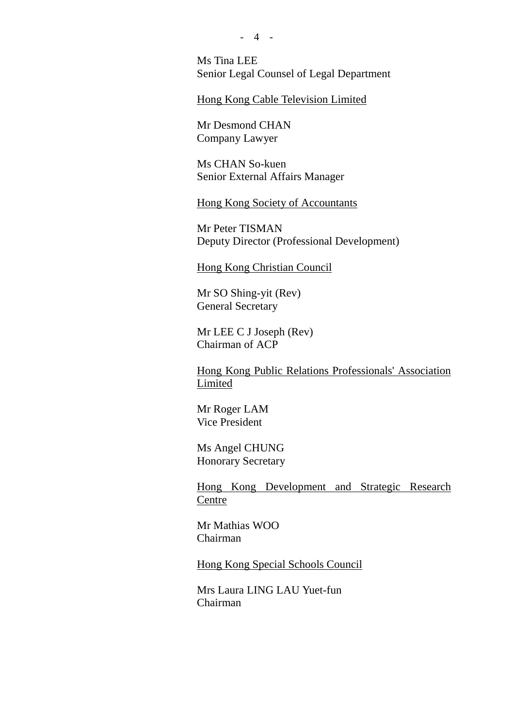Ms Tina LEE
Senior Legal Counsel of Legal Department

Hong Kong Cable Television Limited

Mr Desmond CHAN
Company Lawyer

Ms CHAN So-kuen
Senior External Affairs Manager

Hong Kong Society of Accountants

Mr Peter TISMAN
Deputy Director (Professional Development)

Hong Kong Christian Council

Mr SO Shing-yit (Rev)
General Secretary

Mr LEE C J Joseph (Rev)
Chairman of ACP

Hong Kong Public Relations Professionals' Association Limited

Mr Roger LAM
Vice President

Ms Angel CHUNG
Honorary Secretary

Hong Kong Development and Strategic Research Centre

Mr Mathias WOO
Chairman

Hong Kong Special Schools Council

Mrs Laura LING LAU Yuet-fun
Chairman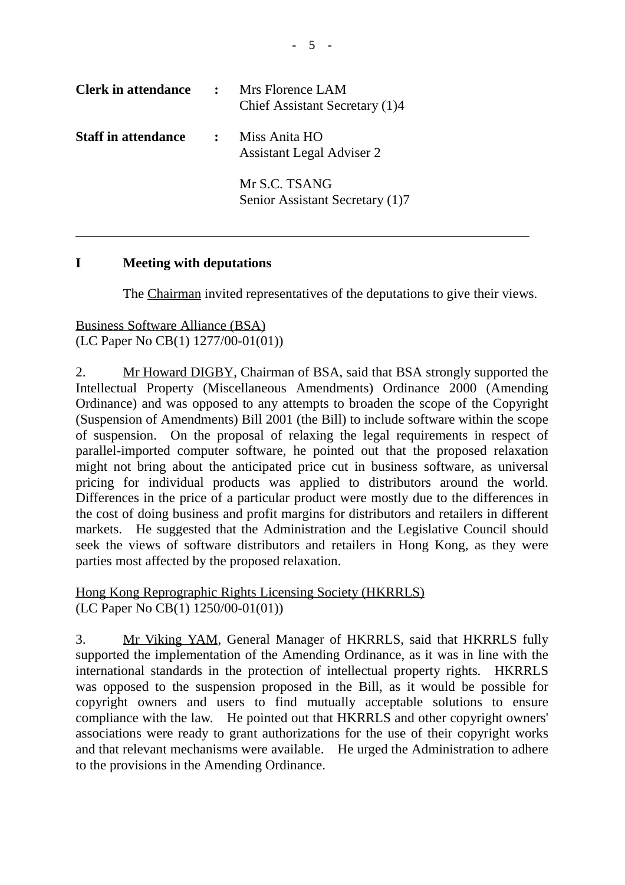**Clerk in attendance** : Mrs Florence LAM
Chief Assistant Secretary (1)4

**Staff in attendance** : Miss Anita HO
Assistant Legal Adviser 2

Mr S.C. TSANG
Senior Assistant Secretary (1)7

---

## I Meeting with deputations

The Chairman invited representatives of the deputations to give their views.

Business Software Alliance (BSA)
(LC Paper No CB(1) 1277/00-01(01))

2. Mr Howard DIGBY, Chairman of BSA, said that BSA strongly supported the Intellectual Property (Miscellaneous Amendments) Ordinance 2000 (Amending Ordinance) and was opposed to any attempts to broaden the scope of the Copyright (Suspension of Amendments) Bill 2001 (the Bill) to include software within the scope of suspension. On the proposal of relaxing the legal requirements in respect of parallel-imported computer software, he pointed out that the proposed relaxation might not bring about the anticipated price cut in business software, as universal pricing for individual products was applied to distributors around the world. Differences in the price of a particular product were mostly due to the differences in the cost of doing business and profit margins for distributors and retailers in different markets. He suggested that the Administration and the Legislative Council should seek the views of software distributors and retailers in Hong Kong, as they were parties most affected by the proposed relaxation.

Hong Kong Reprographic Rights Licensing Society (HKRRLS)
(LC Paper No CB(1) 1250/00-01(01))

3. Mr Viking YAM, General Manager of HKRRLS, said that HKRRLS fully supported the implementation of the Amending Ordinance, as it was in line with the international standards in the protection of intellectual property rights. HKRRLS was opposed to the suspension proposed in the Bill, as it would be possible for copyright owners and users to find mutually acceptable solutions to ensure compliance with the law. He pointed out that HKRRLS and other copyright owners' associations were ready to grant authorizations for the use of their copyright works and that relevant mechanisms were available. He urged the Administration to adhere to the provisions in the Amending Ordinance.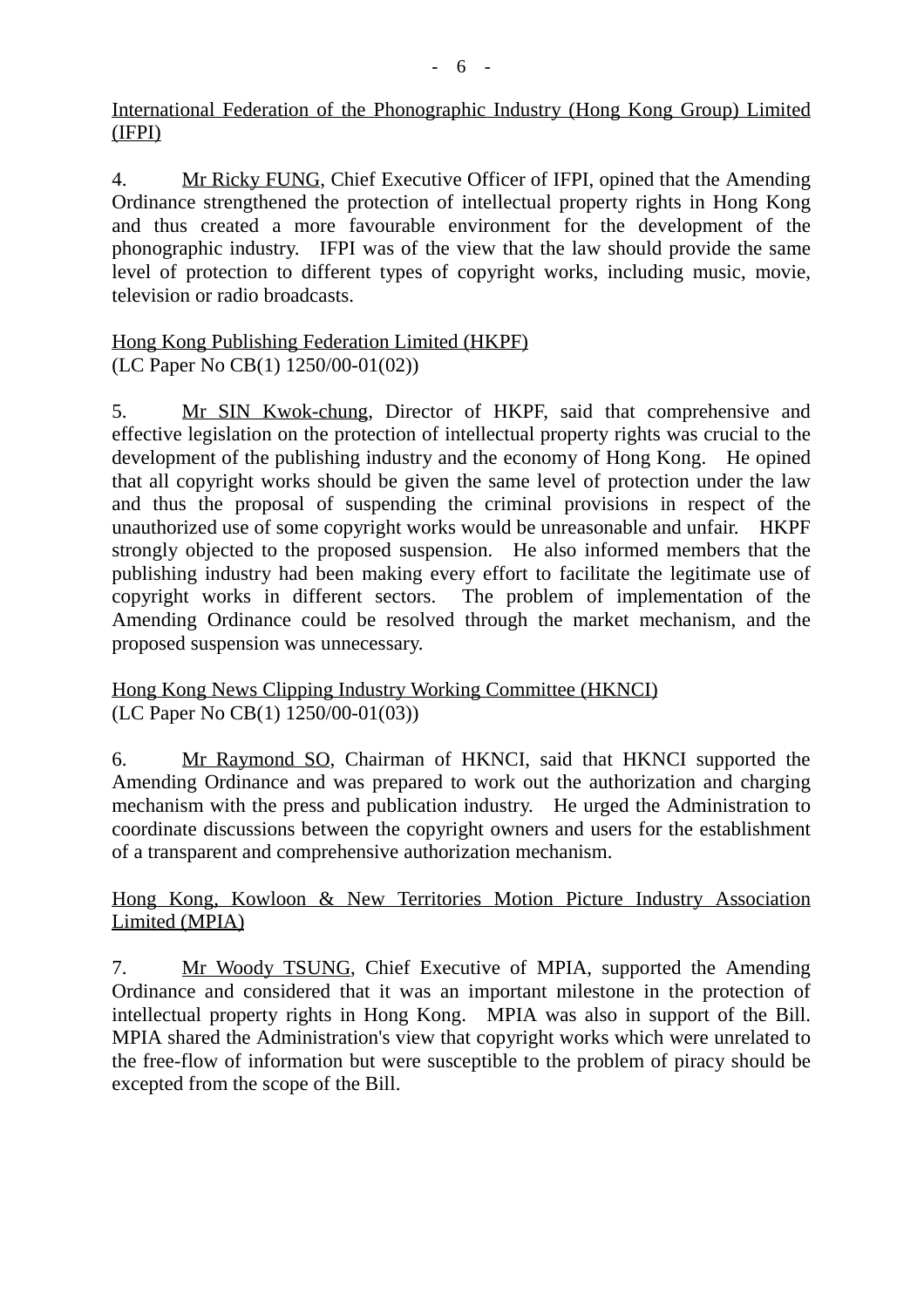<u>International Federation of the Phonographic Industry (Hong Kong Group) Limited (IFPI)</u>

4. <u>Mr Ricky FUNG</u>, Chief Executive Officer of IFPI, opined that the Amending Ordinance strengthened the protection of intellectual property rights in Hong Kong and thus created a more favourable environment for the development of the phonographic industry. IFPI was of the view that the law should provide the same level of protection to different types of copyright works, including music, movie, television or radio broadcasts.

<u>Hong Kong Publishing Federation Limited (HKPF)</u>
(LC Paper No CB(1) 1250/00-01(02))

5. <u>Mr SIN Kwok-chung</u>, Director of HKPF, said that comprehensive and effective legislation on the protection of intellectual property rights was crucial to the development of the publishing industry and the economy of Hong Kong. He opined that all copyright works should be given the same level of protection under the law and thus the proposal of suspending the criminal provisions in respect of the unauthorized use of some copyright works would be unreasonable and unfair. HKPF strongly objected to the proposed suspension. He also informed members that the publishing industry had been making every effort to facilitate the legitimate use of copyright works in different sectors. The problem of implementation of the Amending Ordinance could be resolved through the market mechanism, and the proposed suspension was unnecessary.

<u>Hong Kong News Clipping Industry Working Committee (HKNCI)</u>
(LC Paper No CB(1) 1250/00-01(03))

6. <u>Mr Raymond SO</u>, Chairman of HKNCI, said that HKNCI supported the Amending Ordinance and was prepared to work out the authorization and charging mechanism with the press and publication industry. He urged the Administration to coordinate discussions between the copyright owners and users for the establishment of a transparent and comprehensive authorization mechanism.

<u>Hong Kong, Kowloon & New Territories Motion Picture Industry Association Limited (MPIA)</u>

7. <u>Mr Woody TSUNG</u>, Chief Executive of MPIA, supported the Amending Ordinance and considered that it was an important milestone in the protection of intellectual property rights in Hong Kong. MPIA was also in support of the Bill. MPIA shared the Administration's view that copyright works which were unrelated to the free-flow of information but were susceptible to the problem of piracy should be excepted from the scope of the Bill.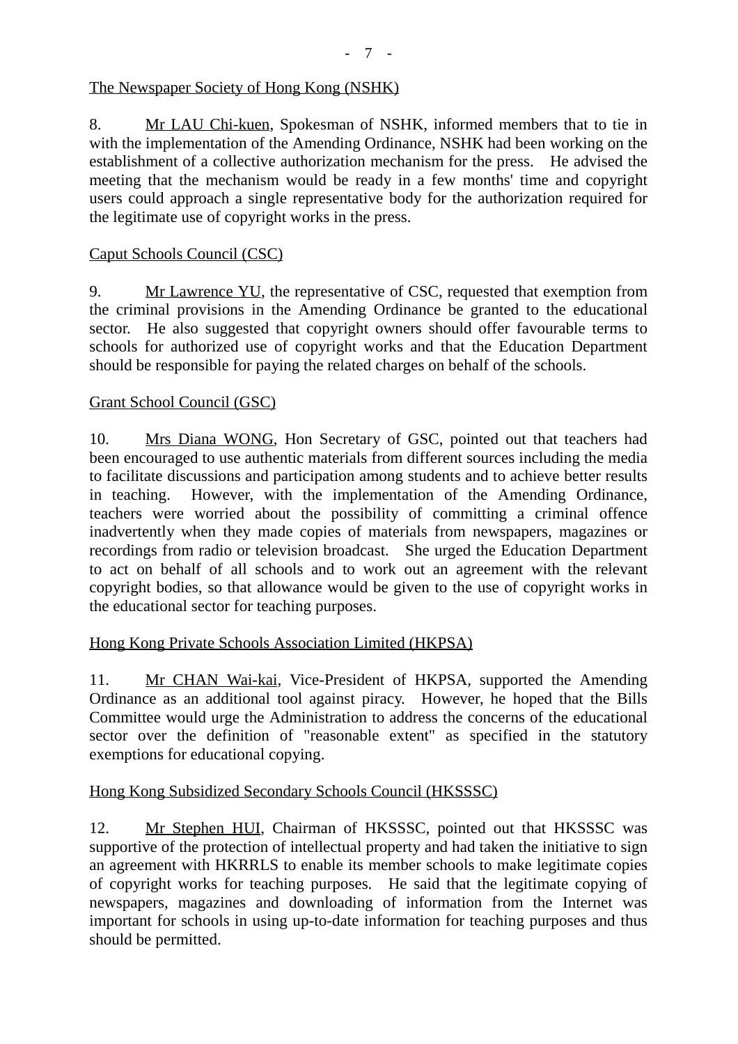The Newspaper Society of Hong Kong (NSHK)

8. Mr LAU Chi-kuen, Spokesman of NSHK, informed members that to tie in with the implementation of the Amending Ordinance, NSHK had been working on the establishment of a collective authorization mechanism for the press. He advised the meeting that the mechanism would be ready in a few months' time and copyright users could approach a single representative body for the authorization required for the legitimate use of copyright works in the press.

Caput Schools Council (CSC)

9. Mr Lawrence YU, the representative of CSC, requested that exemption from the criminal provisions in the Amending Ordinance be granted to the educational sector. He also suggested that copyright owners should offer favourable terms to schools for authorized use of copyright works and that the Education Department should be responsible for paying the related charges on behalf of the schools.

Grant School Council (GSC)

10. Mrs Diana WONG, Hon Secretary of GSC, pointed out that teachers had been encouraged to use authentic materials from different sources including the media to facilitate discussions and participation among students and to achieve better results in teaching. However, with the implementation of the Amending Ordinance, teachers were worried about the possibility of committing a criminal offence inadvertently when they made copies of materials from newspapers, magazines or recordings from radio or television broadcast. She urged the Education Department to act on behalf of all schools and to work out an agreement with the relevant copyright bodies, so that allowance would be given to the use of copyright works in the educational sector for teaching purposes.

Hong Kong Private Schools Association Limited (HKPSA)

11. Mr CHAN Wai-kai, Vice-President of HKPSA, supported the Amending Ordinance as an additional tool against piracy. However, he hoped that the Bills Committee would urge the Administration to address the concerns of the educational sector over the definition of "reasonable extent" as specified in the statutory exemptions for educational copying.

Hong Kong Subsidized Secondary Schools Council (HKSSSC)

12. Mr Stephen HUI, Chairman of HKSSSC, pointed out that HKSSSC was supportive of the protection of intellectual property and had taken the initiative to sign an agreement with HKRRLS to enable its member schools to make legitimate copies of copyright works for teaching purposes. He said that the legitimate copying of newspapers, magazines and downloading of information from the Internet was important for schools in using up-to-date information for teaching purposes and thus should be permitted.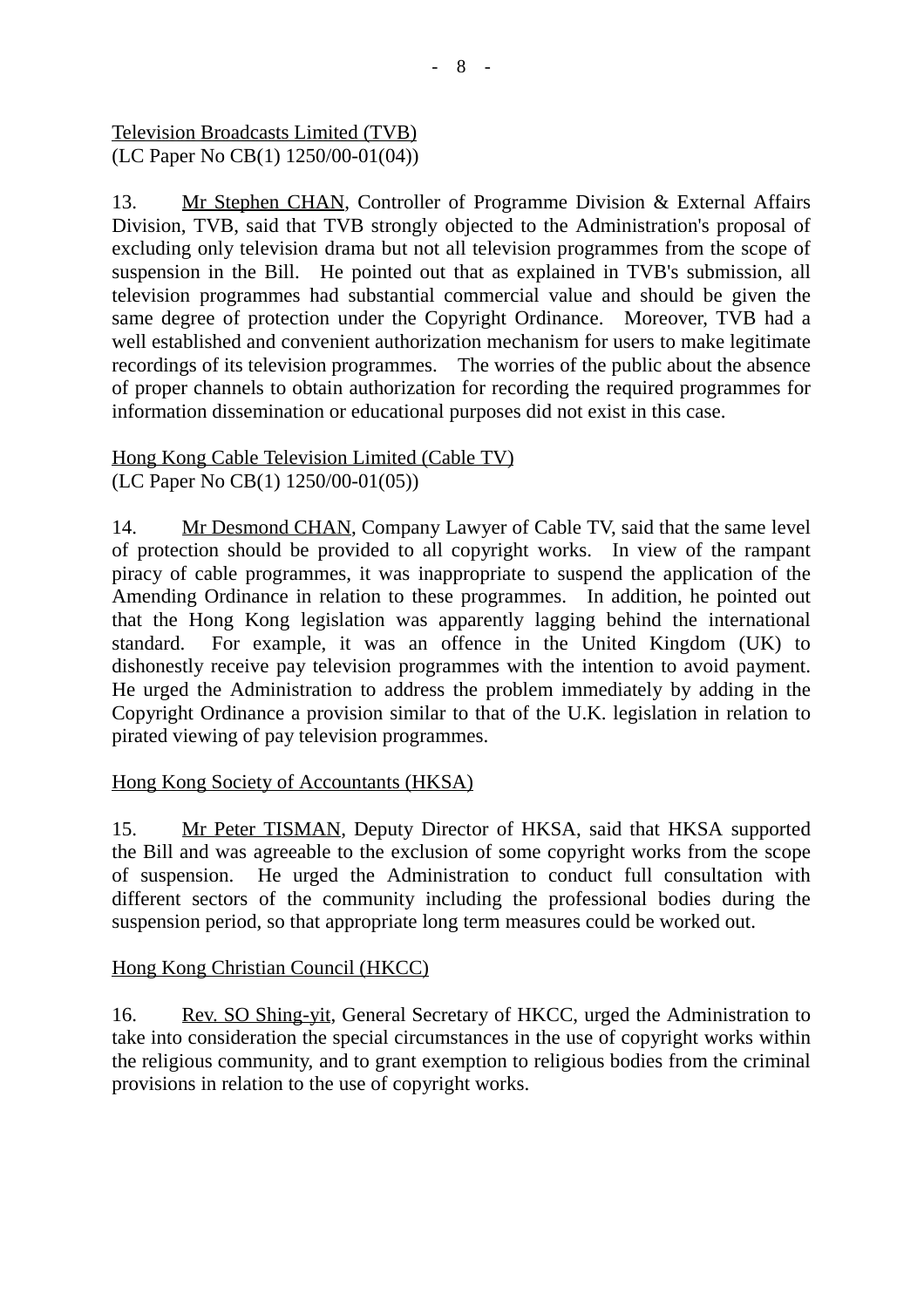Television Broadcasts Limited (TVB)
(LC Paper No CB(1) 1250/00-01(04))

13. Mr Stephen CHAN, Controller of Programme Division & External Affairs Division, TVB, said that TVB strongly objected to the Administration's proposal of excluding only television drama but not all television programmes from the scope of suspension in the Bill. He pointed out that as explained in TVB's submission, all television programmes had substantial commercial value and should be given the same degree of protection under the Copyright Ordinance. Moreover, TVB had a well established and convenient authorization mechanism for users to make legitimate recordings of its television programmes. The worries of the public about the absence of proper channels to obtain authorization for recording the required programmes for information dissemination or educational purposes did not exist in this case.

Hong Kong Cable Television Limited (Cable TV)
(LC Paper No CB(1) 1250/00-01(05))

14. Mr Desmond CHAN, Company Lawyer of Cable TV, said that the same level of protection should be provided to all copyright works. In view of the rampant piracy of cable programmes, it was inappropriate to suspend the application of the Amending Ordinance in relation to these programmes. In addition, he pointed out that the Hong Kong legislation was apparently lagging behind the international standard. For example, it was an offence in the United Kingdom (UK) to dishonestly receive pay television programmes with the intention to avoid payment. He urged the Administration to address the problem immediately by adding in the Copyright Ordinance a provision similar to that of the U.K. legislation in relation to pirated viewing of pay television programmes.

Hong Kong Society of Accountants (HKSA)

15. Mr Peter TISMAN, Deputy Director of HKSA, said that HKSA supported the Bill and was agreeable to the exclusion of some copyright works from the scope of suspension. He urged the Administration to conduct full consultation with different sectors of the community including the professional bodies during the suspension period, so that appropriate long term measures could be worked out.

Hong Kong Christian Council (HKCC)

16. Rev. SO Shing-yit, General Secretary of HKCC, urged the Administration to take into consideration the special circumstances in the use of copyright works within the religious community, and to grant exemption to religious bodies from the criminal provisions in relation to the use of copyright works.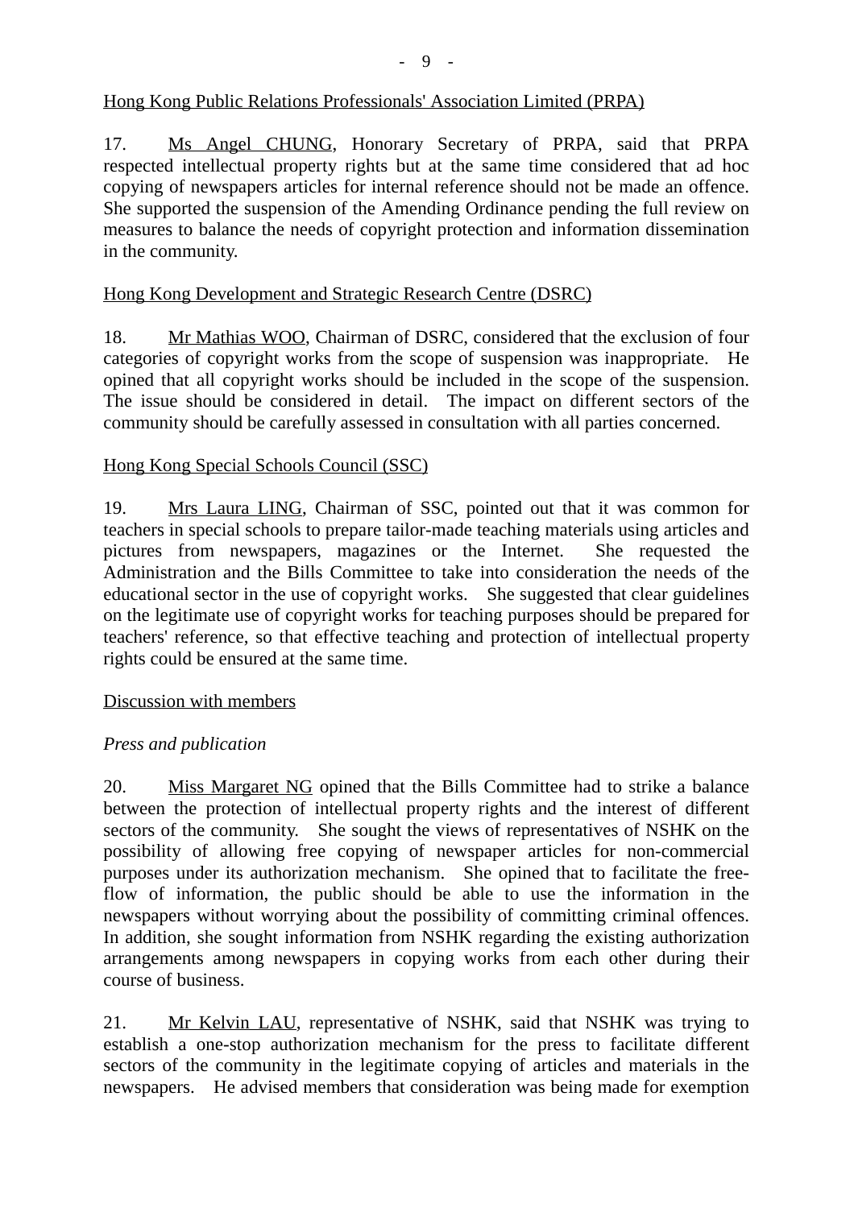<u>Hong Kong Public Relations Professionals' Association Limited (PRPA)</u>

17. <u>Ms Angel CHUNG</u>, Honorary Secretary of PRPA, said that PRPA respected intellectual property rights but at the same time considered that ad hoc copying of newspapers articles for internal reference should not be made an offence. She supported the suspension of the Amending Ordinance pending the full review on measures to balance the needs of copyright protection and information dissemination in the community.

<u>Hong Kong Development and Strategic Research Centre (DSRC)</u>

18. <u>Mr Mathias WOO</u>, Chairman of DSRC, considered that the exclusion of four categories of copyright works from the scope of suspension was inappropriate. He opined that all copyright works should be included in the scope of the suspension. The issue should be considered in detail. The impact on different sectors of the community should be carefully assessed in consultation with all parties concerned.

<u>Hong Kong Special Schools Council (SSC)</u>

19. <u>Mrs Laura LING</u>, Chairman of SSC, pointed out that it was common for teachers in special schools to prepare tailor-made teaching materials using articles and pictures from newspapers, magazines or the Internet. She requested the Administration and the Bills Committee to take into consideration the needs of the educational sector in the use of copyright works. She suggested that clear guidelines on the legitimate use of copyright works for teaching purposes should be prepared for teachers' reference, so that effective teaching and protection of intellectual property rights could be ensured at the same time.

<u>Discussion with members</u>

*Press and publication*

20. <u>Miss Margaret NG</u> opined that the Bills Committee had to strike a balance between the protection of intellectual property rights and the interest of different sectors of the community. She sought the views of representatives of NSHK on the possibility of allowing free copying of newspaper articles for non-commercial purposes under its authorization mechanism. She opined that to facilitate the free-flow of information, the public should be able to use the information in the newspapers without worrying about the possibility of committing criminal offences. In addition, she sought information from NSHK regarding the existing authorization arrangements among newspapers in copying works from each other during their course of business.

21. <u>Mr Kelvin LAU</u>, representative of NSHK, said that NSHK was trying to establish a one-stop authorization mechanism for the press to facilitate different sectors of the community in the legitimate copying of articles and materials in the newspapers. He advised members that consideration was being made for exemption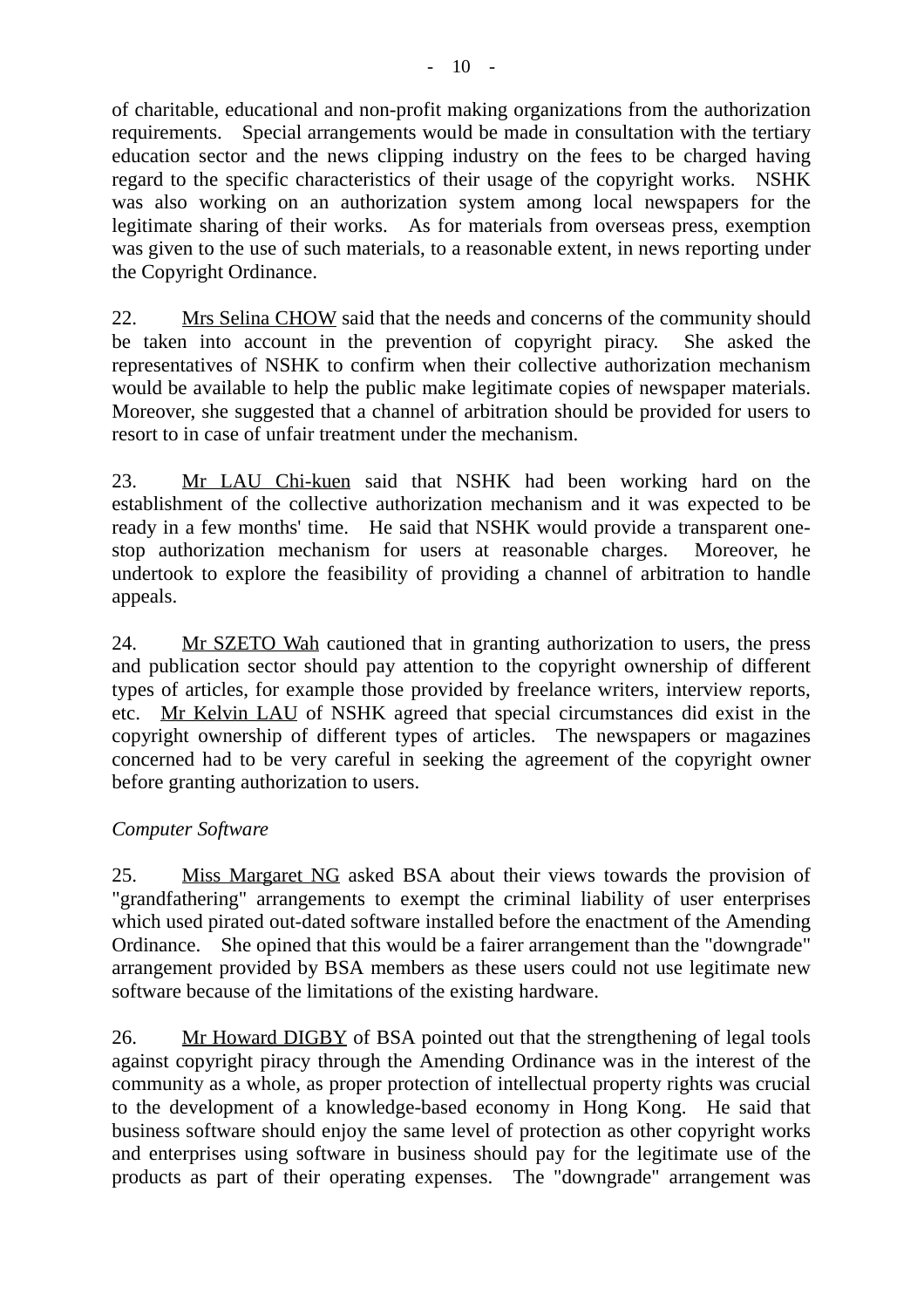of charitable, educational and non-profit making organizations from the authorization requirements. Special arrangements would be made in consultation with the tertiary education sector and the news clipping industry on the fees to be charged having regard to the specific characteristics of their usage of the copyright works. NSHK was also working on an authorization system among local newspapers for the legitimate sharing of their works. As for materials from overseas press, exemption was given to the use of such materials, to a reasonable extent, in news reporting under the Copyright Ordinance.

22. Mrs Selina CHOW said that the needs and concerns of the community should be taken into account in the prevention of copyright piracy. She asked the representatives of NSHK to confirm when their collective authorization mechanism would be available to help the public make legitimate copies of newspaper materials. Moreover, she suggested that a channel of arbitration should be provided for users to resort to in case of unfair treatment under the mechanism.

23. Mr LAU Chi-kuen said that NSHK had been working hard on the establishment of the collective authorization mechanism and it was expected to be ready in a few months' time. He said that NSHK would provide a transparent one-stop authorization mechanism for users at reasonable charges. Moreover, he undertook to explore the feasibility of providing a channel of arbitration to handle appeals.

24. Mr SZETO Wah cautioned that in granting authorization to users, the press and publication sector should pay attention to the copyright ownership of different types of articles, for example those provided by freelance writers, interview reports, etc. Mr Kelvin LAU of NSHK agreed that special circumstances did exist in the copyright ownership of different types of articles. The newspapers or magazines concerned had to be very careful in seeking the agreement of the copyright owner before granting authorization to users.

*Computer Software*

25. Miss Margaret NG asked BSA about their views towards the provision of "grandfathering" arrangements to exempt the criminal liability of user enterprises which used pirated out-dated software installed before the enactment of the Amending Ordinance. She opined that this would be a fairer arrangement than the "downgrade" arrangement provided by BSA members as these users could not use legitimate new software because of the limitations of the existing hardware.

26. Mr Howard DIGBY of BSA pointed out that the strengthening of legal tools against copyright piracy through the Amending Ordinance was in the interest of the community as a whole, as proper protection of intellectual property rights was crucial to the development of a knowledge-based economy in Hong Kong. He said that business software should enjoy the same level of protection as other copyright works and enterprises using software in business should pay for the legitimate use of the products as part of their operating expenses. The "downgrade" arrangement was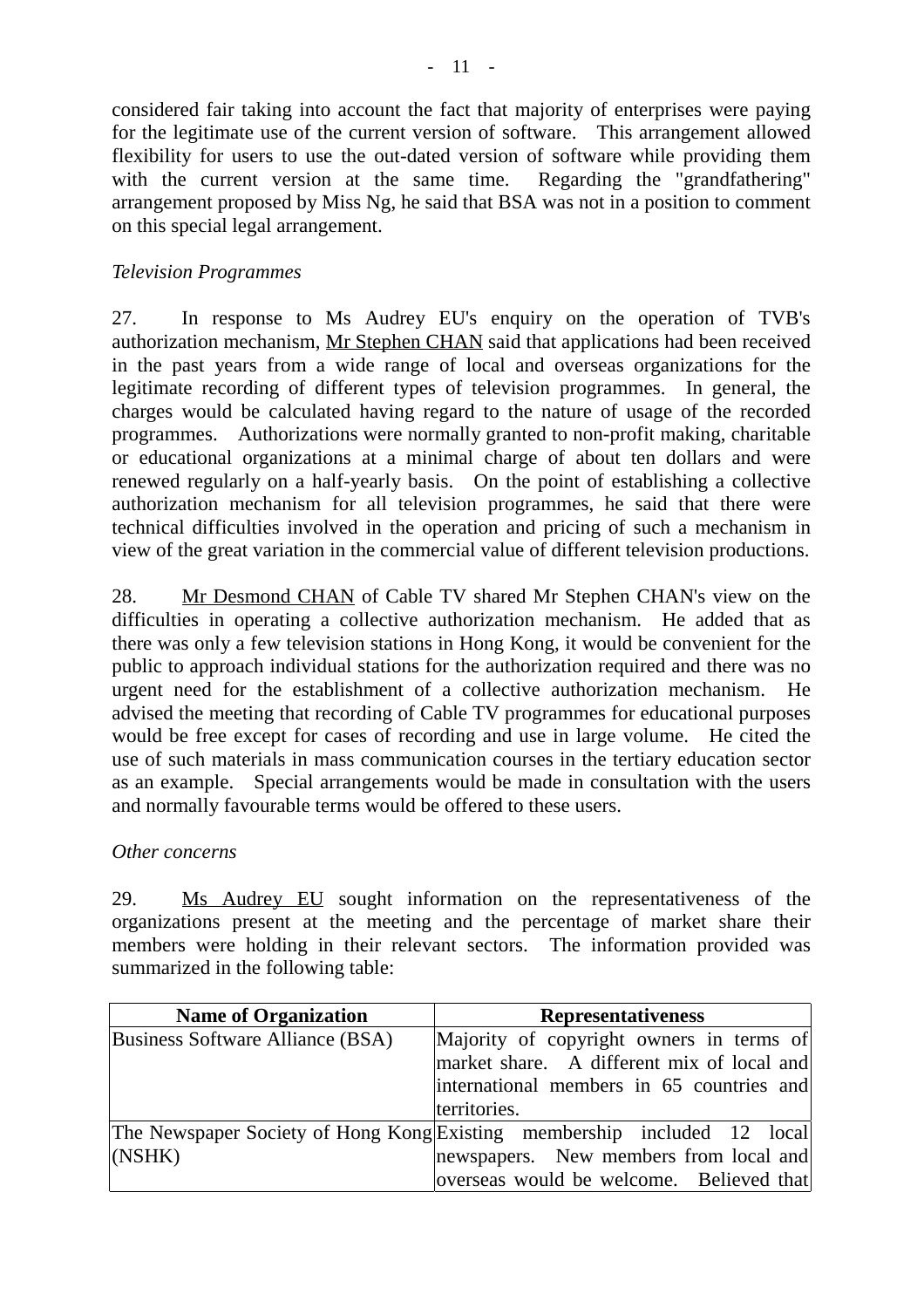considered fair taking into account the fact that majority of enterprises were paying for the legitimate use of the current version of software. This arrangement allowed flexibility for users to use the out-dated version of software while providing them with the current version at the same time. Regarding the "grandfathering" arrangement proposed by Miss Ng, he said that BSA was not in a position to comment on this special legal arrangement.

*Television Programmes*

27. In response to Ms Audrey EU's enquiry on the operation of TVB's authorization mechanism, Mr Stephen CHAN said that applications had been received in the past years from a wide range of local and overseas organizations for the legitimate recording of different types of television programmes. In general, the charges would be calculated having regard to the nature of usage of the recorded programmes. Authorizations were normally granted to non-profit making, charitable or educational organizations at a minimal charge of about ten dollars and were renewed regularly on a half-yearly basis. On the point of establishing a collective authorization mechanism for all television programmes, he said that there were technical difficulties involved in the operation and pricing of such a mechanism in view of the great variation in the commercial value of different television productions.

28. Mr Desmond CHAN of Cable TV shared Mr Stephen CHAN's view on the difficulties in operating a collective authorization mechanism. He added that as there was only a few television stations in Hong Kong, it would be convenient for the public to approach individual stations for the authorization required and there was no urgent need for the establishment of a collective authorization mechanism. He advised the meeting that recording of Cable TV programmes for educational purposes would be free except for cases of recording and use in large volume. He cited the use of such materials in mass communication courses in the tertiary education sector as an example. Special arrangements would be made in consultation with the users and normally favourable terms would be offered to these users.

*Other concerns*

29. Ms Audrey EU sought information on the representativeness of the organizations present at the meeting and the percentage of market share their members were holding in their relevant sectors. The information provided was summarized in the following table:

| Name of Organization | Representativeness |
|---|---|
| Business Software Alliance (BSA) | Majority of copyright owners in terms of market share. A different mix of local and international members in 65 countries and territories. |
| The Newspaper Society of Hong Kong (NSHK) | Existing membership included 12 local newspapers. New members from local and overseas would be welcome. Believed that |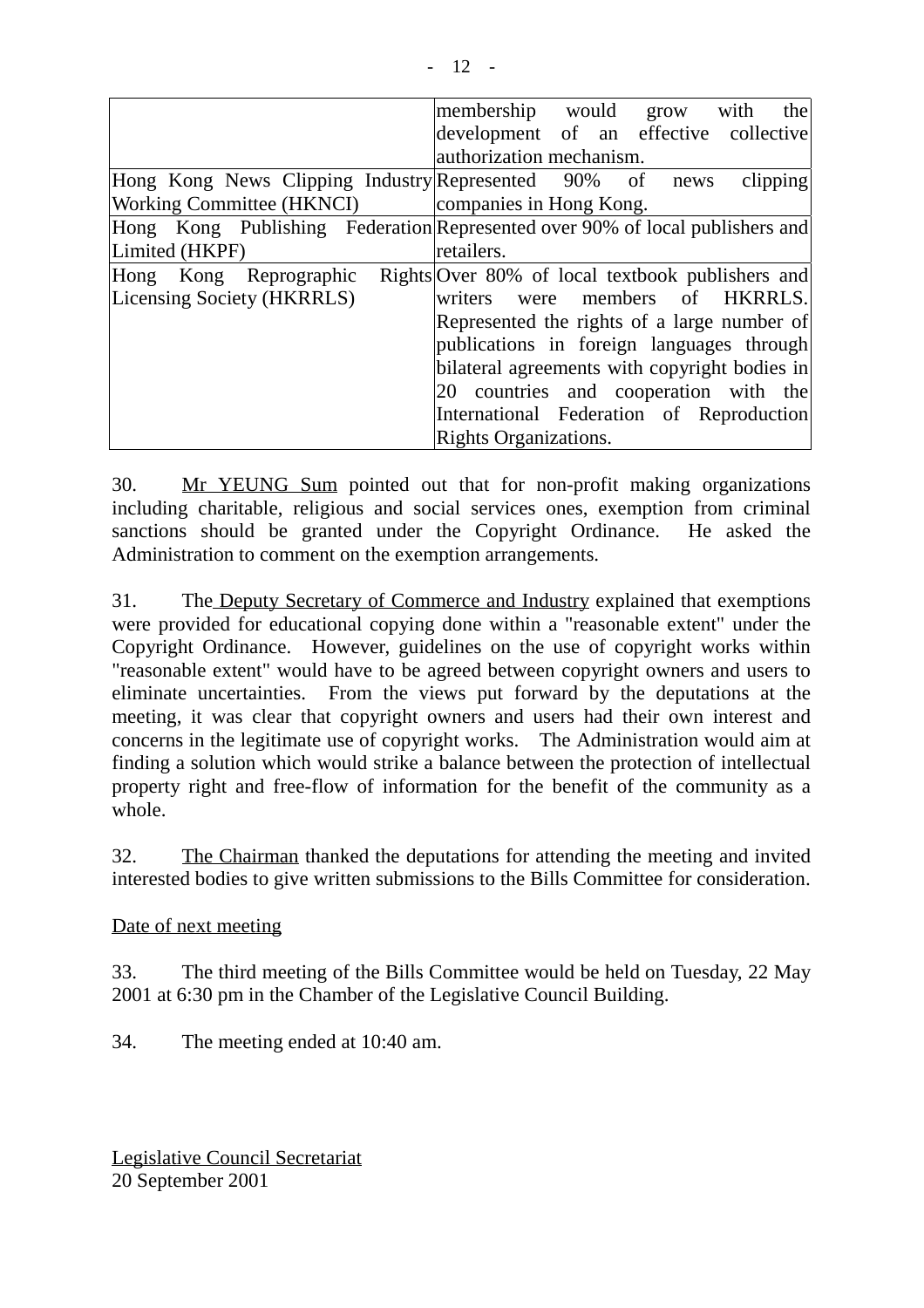| | |
|---|---|
| | membership would grow with the development of an effective collective authorization mechanism. |
| Hong Kong News Clipping Industry Working Committee (HKNCI) | Represented 90% of news clipping companies in Hong Kong. |
| Hong Kong Publishing Federation Limited (HKPF) | Represented over 90% of local publishers and retailers. |
| Hong Kong Reprographic Rights Licensing Society (HKRRLS) | Over 80% of local textbook publishers and writers were members of HKRRLS. Represented the rights of a large number of publications in foreign languages through bilateral agreements with copyright bodies in 20 countries and cooperation with the International Federation of Reproduction Rights Organizations. |

30. Mr YEUNG Sum pointed out that for non-profit making organizations including charitable, religious and social services ones, exemption from criminal sanctions should be granted under the Copyright Ordinance. He asked the Administration to comment on the exemption arrangements.

31. The Deputy Secretary of Commerce and Industry explained that exemptions were provided for educational copying done within a "reasonable extent" under the Copyright Ordinance. However, guidelines on the use of copyright works within "reasonable extent" would have to be agreed between copyright owners and users to eliminate uncertainties. From the views put forward by the deputations at the meeting, it was clear that copyright owners and users had their own interest and concerns in the legitimate use of copyright works. The Administration would aim at finding a solution which would strike a balance between the protection of intellectual property right and free-flow of information for the benefit of the community as a whole.

32. The Chairman thanked the deputations for attending the meeting and invited interested bodies to give written submissions to the Bills Committee for consideration.

Date of next meeting

33. The third meeting of the Bills Committee would be held on Tuesday, 22 May 2001 at 6:30 pm in the Chamber of the Legislative Council Building.

34. The meeting ended at 10:40 am.

Legislative Council Secretariat
20 September 2001